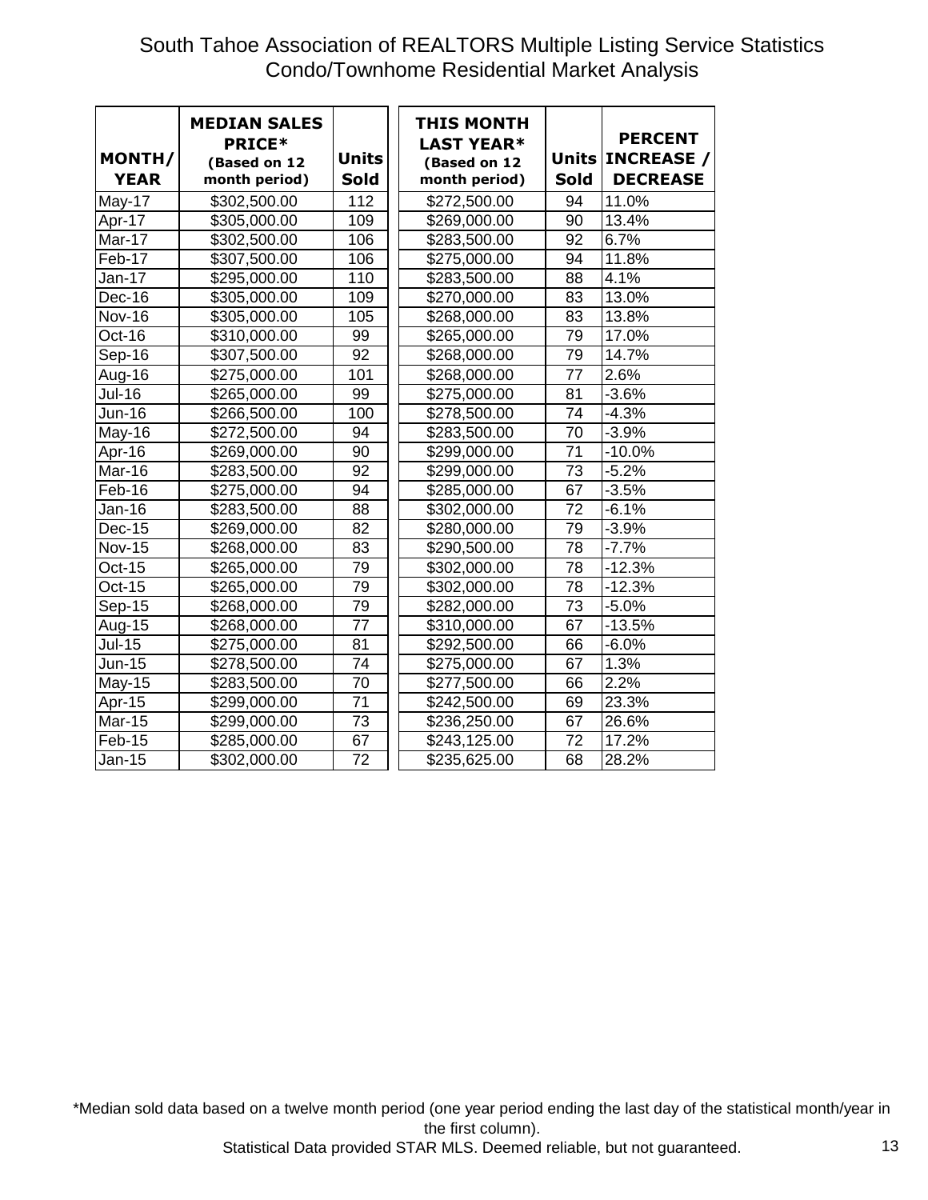# South Tahoe Association of REALTORS Multiple Listing Service Statistics
## Condo/Townhome Residential Market Analysis

| MONTH/ YEAR | MEDIAN SALES PRICE* (Based on 12 month period) | Units Sold | THIS MONTH LAST YEAR* (Based on 12 month period) | Units Sold | PERCENT INCREASE / DECREASE |
|---|---|---|---|---|---|
| May-17 | $302,500.00 | 112 | $272,500.00 | 94 | 11.0% |
| Apr-17 | $305,000.00 | 109 | $269,000.00 | 90 | 13.4% |
| Mar-17 | $302,500.00 | 106 | $283,500.00 | 92 | 6.7% |
| Feb-17 | $307,500.00 | 106 | $275,000.00 | 94 | 11.8% |
| Jan-17 | $295,000.00 | 110 | $283,500.00 | 88 | 4.1% |
| Dec-16 | $305,000.00 | 109 | $270,000.00 | 83 | 13.0% |
| Nov-16 | $305,000.00 | 105 | $268,000.00 | 83 | 13.8% |
| Oct-16 | $310,000.00 | 99 | $265,000.00 | 79 | 17.0% |
| Sep-16 | $307,500.00 | 92 | $268,000.00 | 79 | 14.7% |
| Aug-16 | $275,000.00 | 101 | $268,000.00 | 77 | 2.6% |
| Jul-16 | $265,000.00 | 99 | $275,000.00 | 81 | -3.6% |
| Jun-16 | $266,500.00 | 100 | $278,500.00 | 74 | -4.3% |
| May-16 | $272,500.00 | 94 | $283,500.00 | 70 | -3.9% |
| Apr-16 | $269,000.00 | 90 | $299,000.00 | 71 | -10.0% |
| Mar-16 | $283,500.00 | 92 | $299,000.00 | 73 | -5.2% |
| Feb-16 | $275,000.00 | 94 | $285,000.00 | 67 | -3.5% |
| Jan-16 | $283,500.00 | 88 | $302,000.00 | 72 | -6.1% |
| Dec-15 | $269,000.00 | 82 | $280,000.00 | 79 | -3.9% |
| Nov-15 | $268,000.00 | 83 | $290,500.00 | 78 | -7.7% |
| Oct-15 | $265,000.00 | 79 | $302,000.00 | 78 | -12.3% |
| Oct-15 | $265,000.00 | 79 | $302,000.00 | 78 | -12.3% |
| Sep-15 | $268,000.00 | 79 | $282,000.00 | 73 | -5.0% |
| Aug-15 | $268,000.00 | 77 | $310,000.00 | 67 | -13.5% |
| Jul-15 | $275,000.00 | 81 | $292,500.00 | 66 | -6.0% |
| Jun-15 | $278,500.00 | 74 | $275,000.00 | 67 | 1.3% |
| May-15 | $283,500.00 | 70 | $277,500.00 | 66 | 2.2% |
| Apr-15 | $299,000.00 | 71 | $242,500.00 | 69 | 23.3% |
| Mar-15 | $299,000.00 | 73 | $236,250.00 | 67 | 26.6% |
| Feb-15 | $285,000.00 | 67 | $243,125.00 | 72 | 17.2% |
| Jan-15 | $302,000.00 | 72 | $235,625.00 | 68 | 28.2% |

*Median sold data based on a twelve month period (one year period ending the last day of the statistical month/year in the first column).

Statistical Data provided STAR MLS. Deemed reliable, but not guaranteed.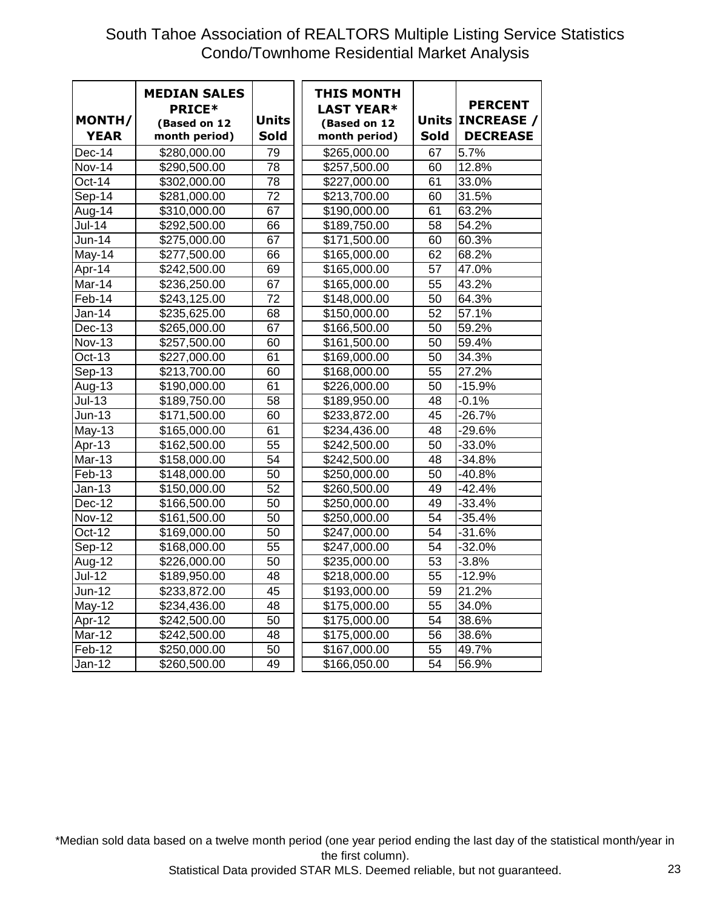# South Tahoe Association of REALTORS Multiple Listing Service Statistics

## Condo/Townhome Residential Market Analysis

| MONTH/ YEAR | MEDIAN SALES PRICE* (Based on 12 month period) | Units Sold | THIS MONTH LAST YEAR* (Based on 12 month period) | Units Sold | PERCENT INCREASE / DECREASE |
|---|---|---|---|---|---|
| Dec-14 | $280,000.00 | 79 | $265,000.00 | 67 | 5.7% |
| Nov-14 | $290,500.00 | 78 | $257,500.00 | 60 | 12.8% |
| Oct-14 | $302,000.00 | 78 | $227,000.00 | 61 | 33.0% |
| Sep-14 | $281,000.00 | 72 | $213,700.00 | 60 | 31.5% |
| Aug-14 | $310,000.00 | 67 | $190,000.00 | 61 | 63.2% |
| Jul-14 | $292,500.00 | 66 | $189,750.00 | 58 | 54.2% |
| Jun-14 | $275,000.00 | 67 | $171,500.00 | 60 | 60.3% |
| May-14 | $277,500.00 | 66 | $165,000.00 | 62 | 68.2% |
| Apr-14 | $242,500.00 | 69 | $165,000.00 | 57 | 47.0% |
| Mar-14 | $236,250.00 | 67 | $165,000.00 | 55 | 43.2% |
| Feb-14 | $243,125.00 | 72 | $148,000.00 | 50 | 64.3% |
| Jan-14 | $235,625.00 | 68 | $150,000.00 | 52 | 57.1% |
| Dec-13 | $265,000.00 | 67 | $166,500.00 | 50 | 59.2% |
| Nov-13 | $257,500.00 | 60 | $161,500.00 | 50 | 59.4% |
| Oct-13 | $227,000.00 | 61 | $169,000.00 | 50 | 34.3% |
| Sep-13 | $213,700.00 | 60 | $168,000.00 | 55 | 27.2% |
| Aug-13 | $190,000.00 | 61 | $226,000.00 | 50 | -15.9% |
| Jul-13 | $189,750.00 | 58 | $189,950.00 | 48 | -0.1% |
| Jun-13 | $171,500.00 | 60 | $233,872.00 | 45 | -26.7% |
| May-13 | $165,000.00 | 61 | $234,436.00 | 48 | -29.6% |
| Apr-13 | $162,500.00 | 55 | $242,500.00 | 50 | -33.0% |
| Mar-13 | $158,000.00 | 54 | $242,500.00 | 48 | -34.8% |
| Feb-13 | $148,000.00 | 50 | $250,000.00 | 50 | -40.8% |
| Jan-13 | $150,000.00 | 52 | $260,500.00 | 49 | -42.4% |
| Dec-12 | $166,500.00 | 50 | $250,000.00 | 49 | -33.4% |
| Nov-12 | $161,500.00 | 50 | $250,000.00 | 54 | -35.4% |
| Oct-12 | $169,000.00 | 50 | $247,000.00 | 54 | -31.6% |
| Sep-12 | $168,000.00 | 55 | $247,000.00 | 54 | -32.0% |
| Aug-12 | $226,000.00 | 50 | $235,000.00 | 53 | -3.8% |
| Jul-12 | $189,950.00 | 48 | $218,000.00 | 55 | -12.9% |
| Jun-12 | $233,872.00 | 45 | $193,000.00 | 59 | 21.2% |
| May-12 | $234,436.00 | 48 | $175,000.00 | 55 | 34.0% |
| Apr-12 | $242,500.00 | 50 | $175,000.00 | 54 | 38.6% |
| Mar-12 | $242,500.00 | 48 | $175,000.00 | 56 | 38.6% |
| Feb-12 | $250,000.00 | 50 | $167,000.00 | 55 | 49.7% |
| Jan-12 | $260,500.00 | 49 | $166,050.00 | 54 | 56.9% |

*Median sold data based on a twelve month period (one year period ending the last day of the statistical month/year in the first column).

Statistical Data provided STAR MLS. Deemed reliable, but not guaranteed.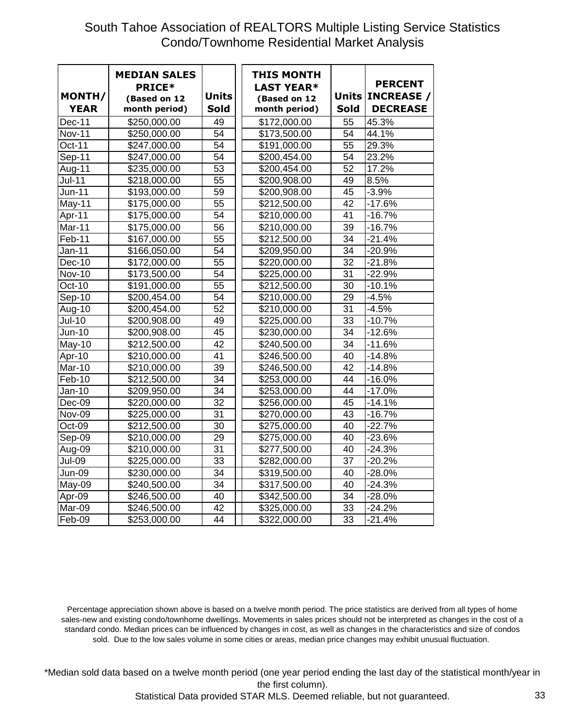# South Tahoe Association of REALTORS Multiple Listing Service Statistics
## Condo/Townhome Residential Market Analysis

| MONTH/ YEAR | MEDIAN SALES PRICE* (Based on 12 month period) | Units Sold | THIS MONTH LAST YEAR* (Based on 12 month period) | Units Sold | PERCENT INCREASE / DECREASE |
|---|---|---|---|---|---|
| Dec-11 | $250,000.00 | 49 | $172,000.00 | 55 | 45.3% |
| Nov-11 | $250,000.00 | 54 | $173,500.00 | 54 | 44.1% |
| Oct-11 | $247,000.00 | 54 | $191,000.00 | 55 | 29.3% |
| Sep-11 | $247,000.00 | 54 | $200,454.00 | 54 | 23.2% |
| Aug-11 | $235,000.00 | 53 | $200,454.00 | 52 | 17.2% |
| Jul-11 | $218,000.00 | 55 | $200,908.00 | 49 | 8.5% |
| Jun-11 | $193,000.00 | 59 | $200,908.00 | 45 | -3.9% |
| May-11 | $175,000.00 | 55 | $212,500.00 | 42 | -17.6% |
| Apr-11 | $175,000.00 | 54 | $210,000.00 | 41 | -16.7% |
| Mar-11 | $175,000.00 | 56 | $210,000.00 | 39 | -16.7% |
| Feb-11 | $167,000.00 | 55 | $212,500.00 | 34 | -21.4% |
| Jan-11 | $166,050.00 | 54 | $209,950.00 | 34 | -20.9% |
| Dec-10 | $172,000.00 | 55 | $220,000.00 | 32 | -21.8% |
| Nov-10 | $173,500.00 | 54 | $225,000.00 | 31 | -22.9% |
| Oct-10 | $191,000.00 | 55 | $212,500.00 | 30 | -10.1% |
| Sep-10 | $200,454.00 | 54 | $210,000.00 | 29 | -4.5% |
| Aug-10 | $200,454.00 | 52 | $210,000.00 | 31 | -4.5% |
| Jul-10 | $200,908.00 | 49 | $225,000.00 | 33 | -10.7% |
| Jun-10 | $200,908.00 | 45 | $230,000.00 | 34 | -12.6% |
| May-10 | $212,500.00 | 42 | $240,500.00 | 34 | -11.6% |
| Apr-10 | $210,000.00 | 41 | $246,500.00 | 40 | -14.8% |
| Mar-10 | $210,000.00 | 39 | $246,500.00 | 42 | -14.8% |
| Feb-10 | $212,500.00 | 34 | $253,000.00 | 44 | -16.0% |
| Jan-10 | $209,950.00 | 34 | $253,000.00 | 44 | -17.0% |
| Dec-09 | $220,000.00 | 32 | $256,000.00 | 45 | -14.1% |
| Nov-09 | $225,000.00 | 31 | $270,000.00 | 43 | -16.7% |
| Oct-09 | $212,500.00 | 30 | $275,000.00 | 40 | -22.7% |
| Sep-09 | $210,000.00 | 29 | $275,000.00 | 40 | -23.6% |
| Aug-09 | $210,000.00 | 31 | $277,500.00 | 40 | -24.3% |
| Jul-09 | $225,000.00 | 33 | $282,000.00 | 37 | -20.2% |
| Jun-09 | $230,000.00 | 34 | $319,500.00 | 40 | -28.0% |
| May-09 | $240,500.00 | 34 | $317,500.00 | 40 | -24.3% |
| Apr-09 | $246,500.00 | 40 | $342,500.00 | 34 | -28.0% |
| Mar-09 | $246,500.00 | 42 | $325,000.00 | 33 | -24.2% |
| Feb-09 | $253,000.00 | 44 | $322,000.00 | 33 | -21.4% |

Percentage appreciation shown above is based on a twelve month period. The price statistics are derived from all types of home sales-new and existing condo/townhome dwellings. Movements in sales prices should not be interpreted as changes in the cost of a standard condo. Median prices can be influenced by changes in cost, as well as changes in the characteristics and size of condos sold. Due to the low sales volume in some cities or areas, median price changes may exhibit unusual fluctuation.

*Median sold data based on a twelve month period (one year period ending the last day of the statistical month/year in the first column).

Statistical Data provided STAR MLS. Deemed reliable, but not guaranteed.